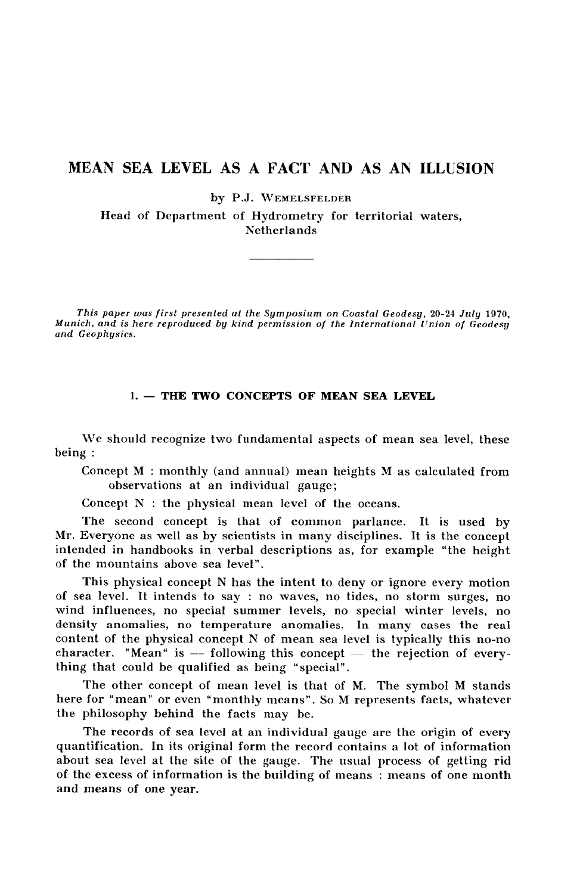# MEAN SEA LEVEL AS A FACT AND AS AN ILLUSION

by P.J. WEMELSFELDER

Head of Department of Hydrometry for territorial waters, Netherlands

---

*This paper was first presented at the Symposium on Coastal Geodesy, 20-24 July 1970, Munich, and is here reproduced by kind permission of the International Union of Geodesy and Geophysics.*

## 1. — THE TWO CONCEPTS OF MEAN SEA LEVEL

We should recognize two fundamental aspects of mean sea level, these being :

Concept M : monthly (and annual) mean heights M as calculated from observations at an individual gauge;

Concept N : the physical mean level of the oceans.

The second concept is that of common parlance. It is used by Mr. Everyone as well as by scientists in many disciplines. It is the concept intended in handbooks in verbal descriptions as, for example "the height of the mountains above sea level".

This physical concept N has the intent to deny or ignore every motion of sea level. It intends to say : no waves, no tides, no storm surges, no wind influences, no special summer levels, no special winter levels, no density anomalies, no temperature anomalies. In many cases the real content of the physical concept N of mean sea level is typically this no-no character. "Mean" is — following this concept — the rejection of everything that could be qualified as being "special".

The other concept of mean level is that of M. The symbol M stands here for "mean" or even "monthly means". So M represents facts, whatever the philosophy behind the facts may be.

The records of sea level at an individual gauge are the origin of every quantification. In its original form the record contains a lot of information about sea level at the site of the gauge. The usual process of getting rid of the excess of information is the building of means : means of one month and means of one year.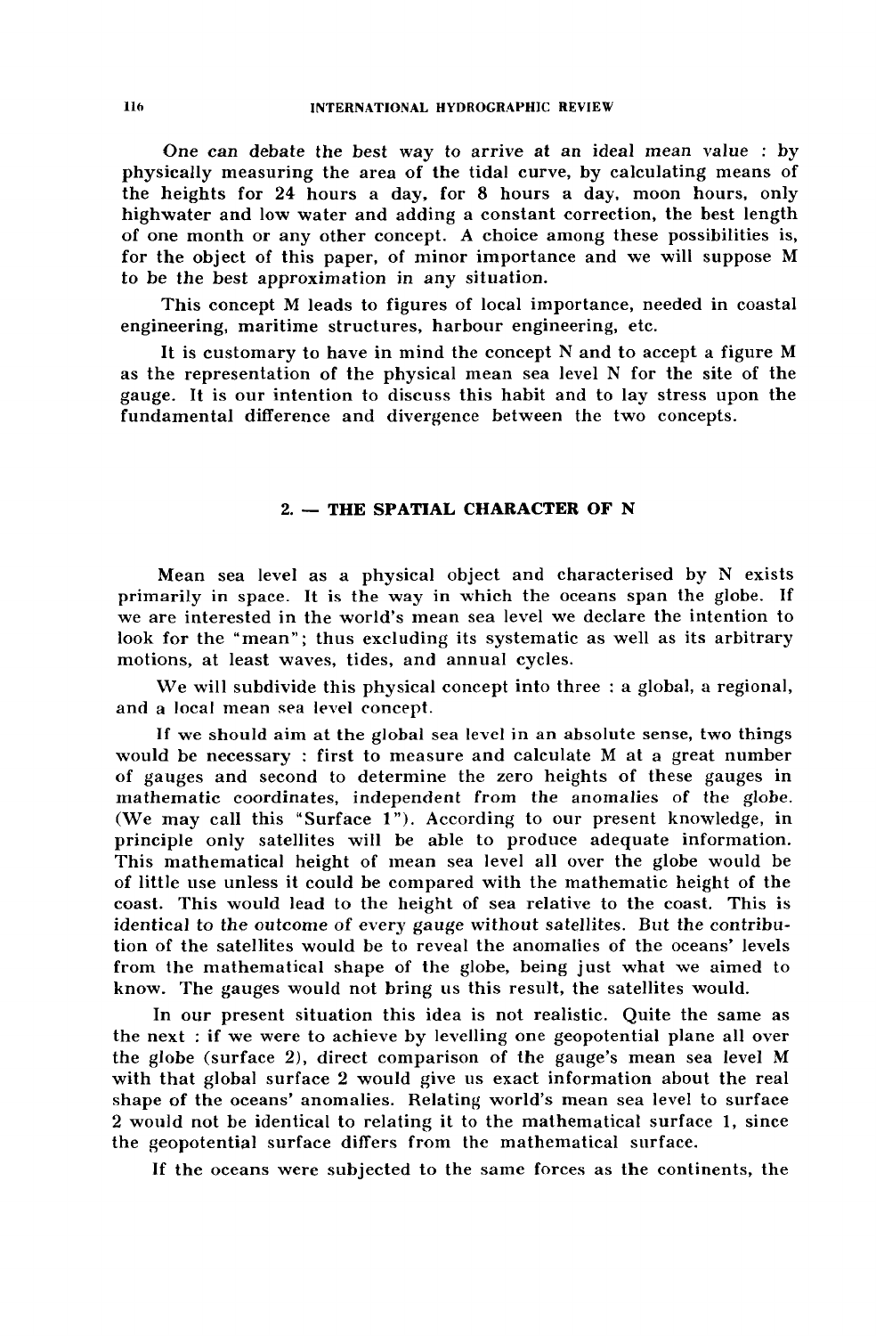One can debate the best way to arrive at an ideal mean value : by physically measuring the area of the tidal curve, by calculating means of the heights for 24 hours a day, for 8 hours a day, moon hours, only highwater and low water and adding a constant correction, the best length of one month or any other concept. A choice among these possibilities is, for the object of this paper, of minor importance and we will suppose M to be the best approximation in any situation.

This concept M leads to figures of local importance, needed in coastal engineering, maritime structures, harbour engineering, etc.

It is customary to have in mind the concept N and to accept a figure M as the representation of the physical mean sea level N for the site of the gauge. It is our intention to discuss this habit and to lay stress upon the fundamental difference and divergence between the two concepts.

## 2. — THE SPATIAL CHARACTER OF N

Mean sea level as a physical object and characterised by N exists primarily in space. It is the way in which the oceans span the globe. If we are interested in the world's mean sea level we declare the intention to look for the "mean"; thus excluding its systematic as well as its arbitrary motions, at least waves, tides, and annual cycles.

We will subdivide this physical concept into three : a global, a regional, and a local mean sea level concept.

If we should aim at the global sea level in an absolute sense, two things would be necessary : first to measure and calculate M at a great number of gauges and second to determine the zero heights of these gauges in mathematic coordinates, independent from the anomalies of the globe. (We may call this "Surface 1"). According to our present knowledge, in principle only satellites will be able to produce adequate information. This mathematical height of mean sea level all over the globe would be of little use unless it could be compared with the mathematic height of the coast. This would lead to the height of sea relative to the coast. This is identical to the outcome of every gauge without satellites. But the contribution of the satellites would be to reveal the anomalies of the oceans' levels from the mathematical shape of the globe, being just what we aimed to know. The gauges would not bring us this result, the satellites would.

In our present situation this idea is not realistic. Quite the same as the next : if we were to achieve by levelling one geopotential plane all over the globe (surface 2), direct comparison of the gauge's mean sea level M with that global surface 2 would give us exact information about the real shape of the oceans' anomalies. Relating world's mean sea level to surface 2 would not be identical to relating it to the mathematical surface 1, since the geopotential surface differs from the mathematical surface.

If the oceans were subjected to the same forces as the continents, the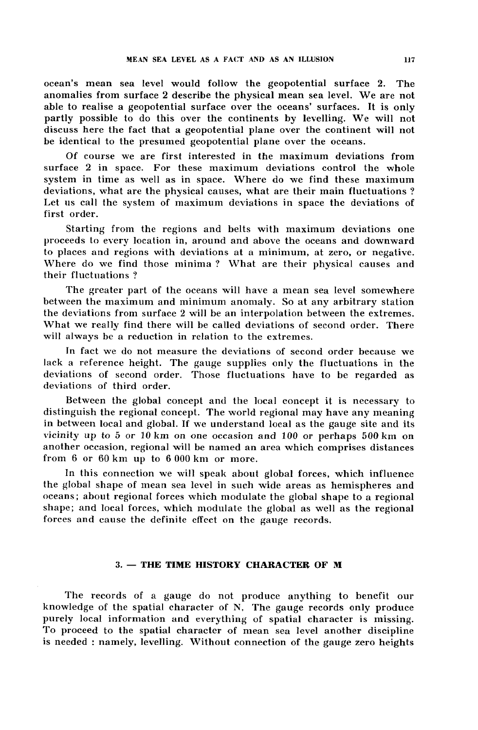ocean's mean sea level would follow the geopotential surface 2. The anomalies from surface 2 describe the physical mean sea level. We are not able to realise a geopotential surface over the oceans' surfaces. It is only partly possible to do this over the continents by levelling. We will not discuss here the fact that a geopotential plane over the continent will not be identical to the presumed geopotential plane over the oceans.

Of course we are first interested in the maximum deviations from surface 2 in space. For these maximum deviations control the whole system in time as well as in space. Where do we find these maximum deviations, what are the physical causes, what are their main fluctuations ? Let us call the system of maximum deviations in space the deviations of first order.

Starting from the regions and belts with maximum deviations one proceeds to every location in, around and above the oceans and downward to places and regions with deviations at a minimum, at zero, or negative. Where do we find those minima ? What are their physical causes and their fluctuations ?

The greater part of the oceans will have a mean sea level somewhere between the maximum and minimum anomaly. So at any arbitrary station the deviations from surface 2 will be an interpolation between the extremes. What we really find there will be called deviations of second order. There will always be a reduction in relation to the extremes.

In fact we do not measure the deviations of second order because we lack a reference height. The gauge supplies only the fluctuations in the deviations of second order. Those fluctuations have to be regarded as deviations of third order.

Between the global concept and the local concept it is necessary to distinguish the regional concept. The world regional may have any meaning in between local and global. If we understand local as the gauge site and its vicinity up to 5 or 10 km on one occasion and 100 or perhaps 500 km on another occasion, regional will be named an area which comprises distances from 6 or 60 km up to 6 000 km or more.

In this connection we will speak about global forces, which influence the global shape of mean sea level in such wide areas as hemispheres and oceans; about regional forces which modulate the global shape to a regional shape; and local forces, which modulate the global as well as the regional forces and cause the definite effect on the gauge records.

## 3. — THE TIME HISTORY CHARACTER OF M

The records of a gauge do not produce anything to benefit our knowledge of the spatial character of N. The gauge records only produce purely local information and everything of spatial character is missing. To proceed to the spatial character of mean sea level another discipline is needed : namely, levelling. Without connection of the gauge zero heights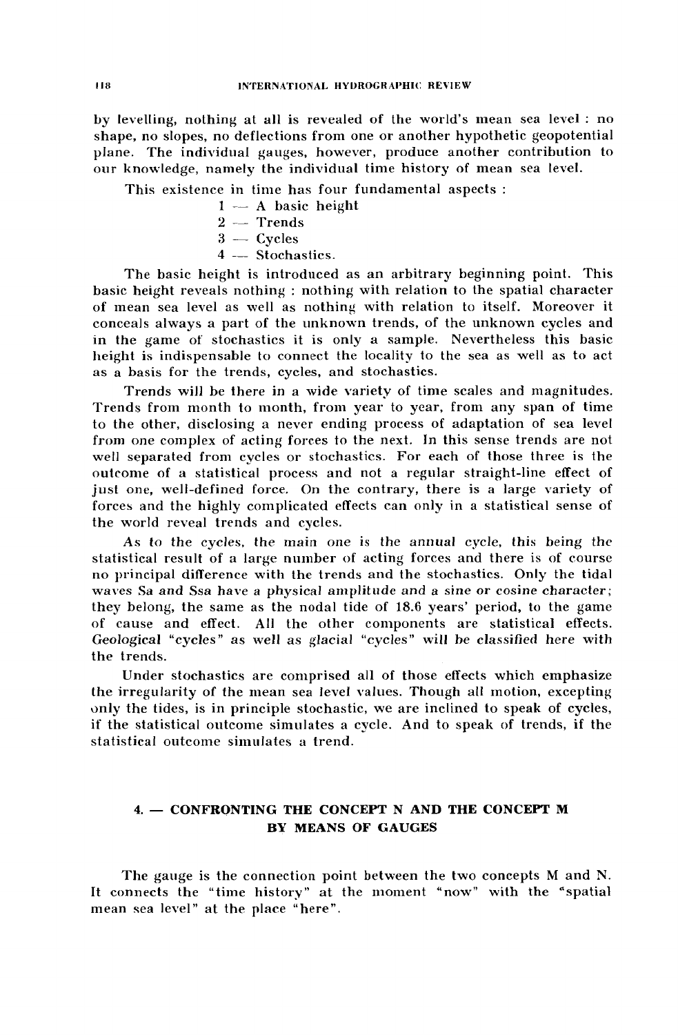by levelling, nothing at all is revealed of the world's mean sea level : no shape, no slopes, no deflections from one or another hypothetic geopotential plane. The individual gauges, however, produce another contribution to our knowledge, namely the individual time history of mean sea level.

This existence in time has four fundamental aspects :

1 — A basic height
2 — Trends
3 — Cycles
4 — Stochastics.

The basic height is introduced as an arbitrary beginning point. This basic height reveals nothing : nothing with relation to the spatial character of mean sea level as well as nothing with relation to itself. Moreover it conceals always a part of the unknown trends, of the unknown cycles and in the game of stochastics it is only a sample. Nevertheless this basic height is indispensable to connect the locality to the sea as well as to act as a basis for the trends, cycles, and stochastics.

Trends will be there in a wide variety of time scales and magnitudes. Trends from month to month, from year to year, from any span of time to the other, disclosing a never ending process of adaptation of sea level from one complex of acting forces to the next. In this sense trends are not well separated from cycles or stochastics. For each of those three is the outcome of a statistical process and not a regular straight-line effect of just one, well-defined force. On the contrary, there is a large variety of forces and the highly complicated effects can only in a statistical sense of the world reveal trends and cycles.

As to the cycles, the main one is the annual cycle, this being the statistical result of a large number of acting forces and there is of course no principal difference with the trends and the stochastics. Only the tidal waves Sa and Ssa have a physical amplitude and a sine or cosine character; they belong, the same as the nodal tide of 18.6 years' period, to the game of cause and effect. All the other components are statistical effects. Geological "cycles" as well as glacial "cycles" will be classified here with the trends.

Under stochastics are comprised all of those effects which emphasize the irregularity of the mean sea level values. Though all motion, excepting only the tides, is in principle stochastic, we are inclined to speak of cycles, if the statistical outcome simulates a cycle. And to speak of trends, if the statistical outcome simulates a trend.

## 4. — CONFRONTING THE CONCEPT N AND THE CONCEPT M BY MEANS OF GAUGES

The gauge is the connection point between the two concepts M and N. It connects the "time history" at the moment "now" with the "spatial mean sea level" at the place "here".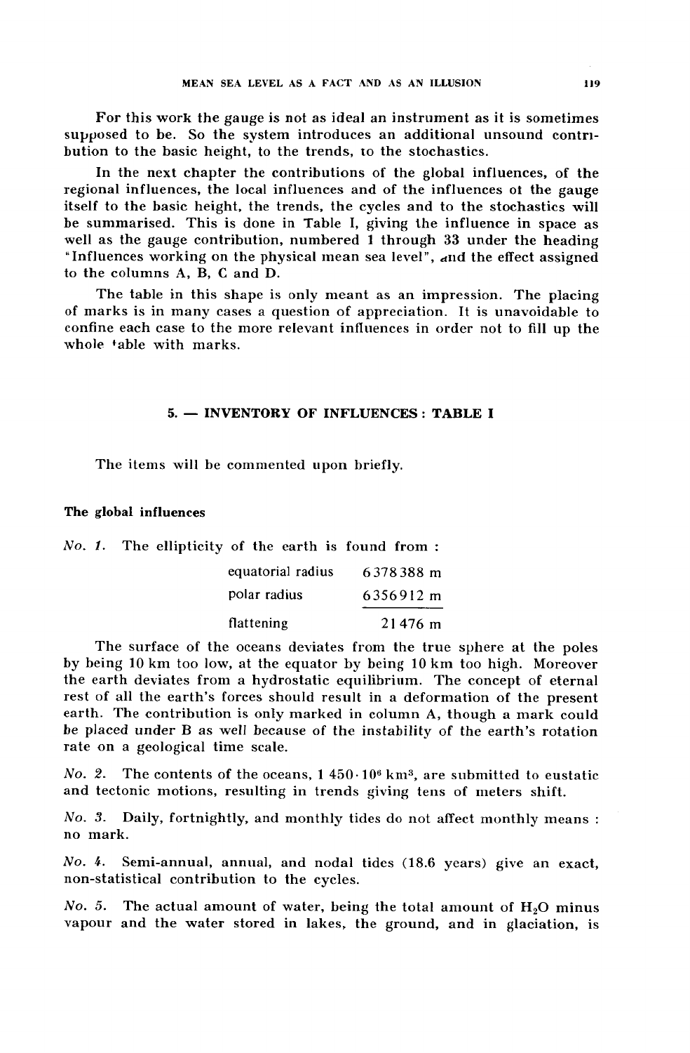For this work the gauge is not as ideal an instrument as it is sometimes supposed to be. So the system introduces an additional unsound contribution to the basic height, to the trends, to the stochastics.

In the next chapter the contributions of the global influences, of the regional influences, the local influences and of the influences of the gauge itself to the basic height, the trends, the cycles and to the stochastics will be summarised. This is done in Table I, giving the influence in space as well as the gauge contribution, numbered 1 through 33 under the heading "Influences working on the physical mean sea level", and the effect assigned to the columns A, B, C and D.

The table in this shape is only meant as an impression. The placing of marks is in many cases a question of appreciation. It is unavoidable to confine each case to the more relevant influences in order not to fill up the whole table with marks.

## 5. — INVENTORY OF INFLUENCES : TABLE I

The items will be commented upon briefly.

### The global influences

*No. 1.* The ellipticity of the earth is found from :

| | |
|---|---|
| equatorial radius | 6378388 m |
| polar radius | 6356912 m |
| flattening | 21476 m |

The surface of the oceans deviates from the true sphere at the poles by being 10 km too low, at the equator by being 10 km too high. Moreover the earth deviates from a hydrostatic equilibrium. The concept of eternal rest of all the earth's forces should result in a deformation of the present earth. The contribution is only marked in column A, though a mark could be placed under B as well because of the instability of the earth's rotation rate on a geological time scale.

*No. 2.* The contents of the oceans, $1\,450 \cdot 10^6$ km$^3$, are submitted to eustatic and tectonic motions, resulting in trends giving tens of meters shift.

*No. 3.* Daily, fortnightly, and monthly tides do not affect monthly means : no mark.

*No. 4.* Semi-annual, annual, and nodal tides (18.6 years) give an exact, non-statistical contribution to the cycles.

*No. 5.* The actual amount of water, being the total amount of $H_2O$ minus vapour and the water stored in lakes, the ground, and in glaciation, is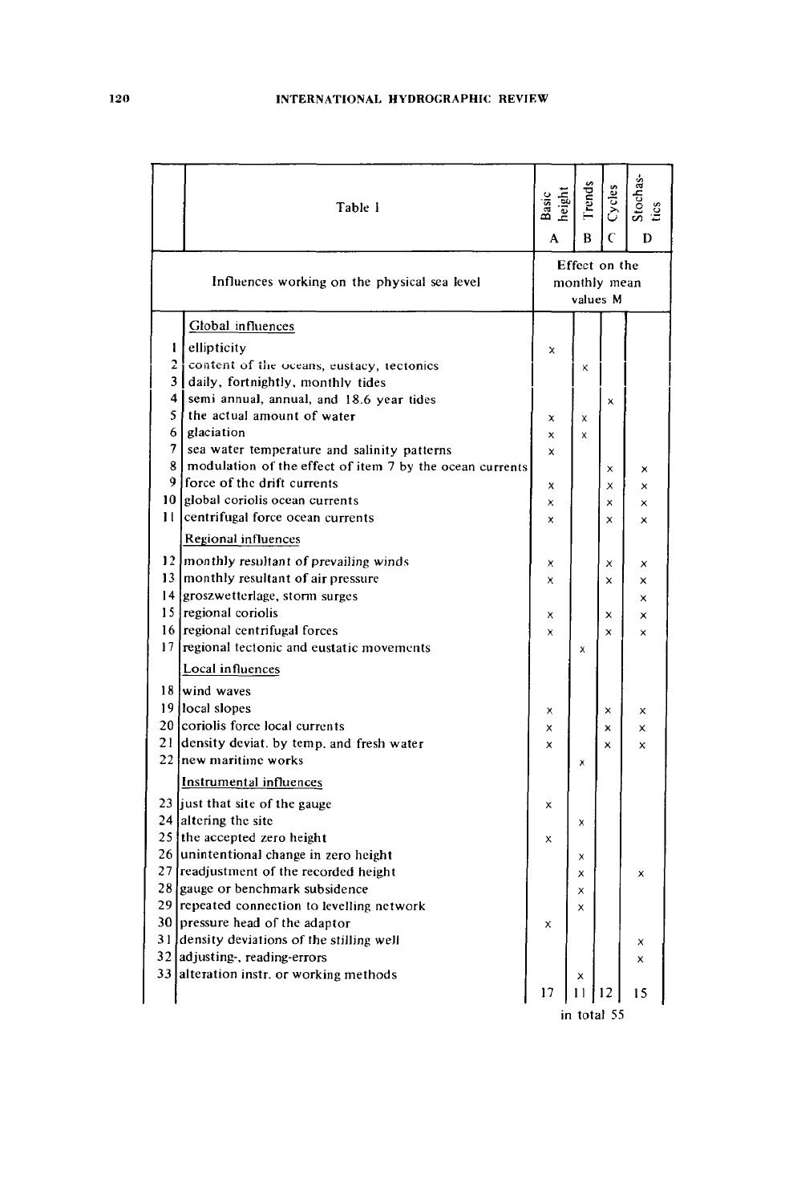| | Table I | Basic height A | Trends B | Cycles C | Stochastics D |
|---|---|---|---|---|---|
| | **Influences working on the physical sea level** | **Effect on the monthly mean values M** | | | |
| | Global influences | | | | |
| 1 | ellipticity | x | | | |
| 2 | content of the oceans, eustacy, tectonics | | x | | |
| 3 | daily, fortnightly, monthly tides | | | | |
| 4 | semi annual, annual, and 18.6 year tides | | | x | |
| 5 | the actual amount of water | x | x | | |
| 6 | glaciation | x | x | | |
| 7 | sea water temperature and salinity patterns | x | | | |
| 8 | modulation of the effect of item 7 by the ocean currents | | | x | x |
| 9 | force of the drift currents | x | | x | x |
| 10 | global coriolis ocean currents | x | | x | x |
| 11 | centrifugal force ocean currents | x | | x | x |
| | Regional influences | | | | |
| 12 | monthly resultant of prevailing winds | x | | x | x |
| 13 | monthly resultant of air pressure | x | | x | x |
| 14 | groszwetterlage, storm surges | | | | x |
| 15 | regional coriolis | x | | x | x |
| 16 | regional centrifugal forces | x | | x | x |
| 17 | regional tectonic and eustatic movements | | x | | |
| | Local influences | | | | |
| 18 | wind waves | | | | |
| 19 | local slopes | x | | x | x |
| 20 | coriolis force local currents | x | | x | x |
| 21 | density deviat. by temp. and fresh water | x | | x | x |
| 22 | new maritime works | | x | | |
| | Instrumental influences | | | | |
| 23 | just that site of the gauge | x | | | |
| 24 | altering the site | | x | | |
| 25 | the accepted zero height | x | | | |
| 26 | unintentional change in zero height | | x | | |
| 27 | readjustment of the recorded height | | x | | x |
| 28 | gauge or benchmark subsidence | | x | | |
| 29 | repeated connection to levelling network | | x | | |
| 30 | pressure head of the adaptor | x | | | |
| 31 | density deviations of the stilling well | | | | x |
| 32 | adjusting-, reading-errors | | | | x |
| 33 | alteration instr. or working methods | | x | | |
| | | 17 | 11 | 12 | 15 |

in total 55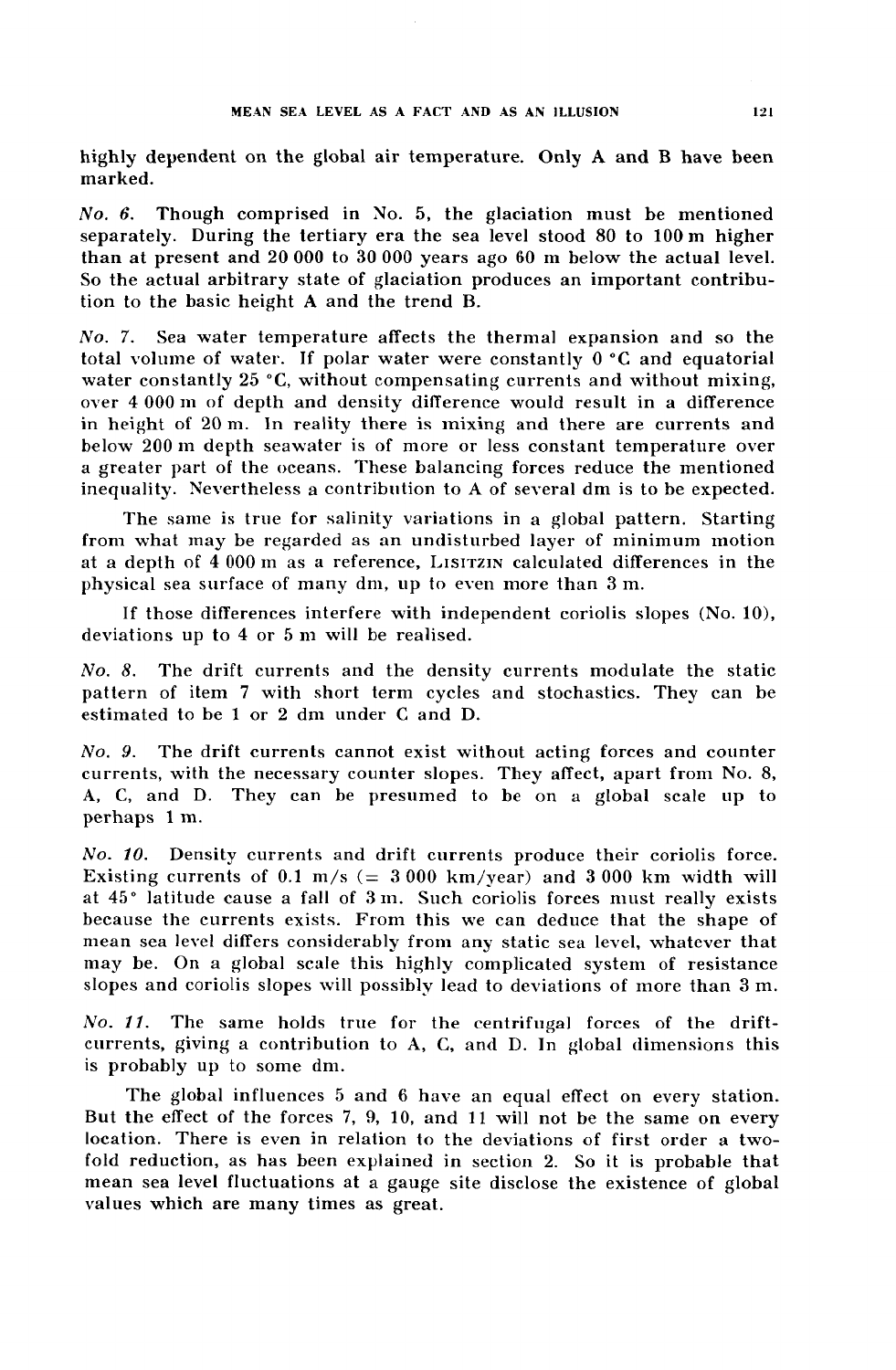highly dependent on the global air temperature. Only A and B have been marked.

*No. 6.* Though comprised in No. 5, the glaciation must be mentioned separately. During the tertiary era the sea level stood 80 to 100 m higher than at present and 20 000 to 30 000 years ago 60 m below the actual level. So the actual arbitrary state of glaciation produces an important contribution to the basic height A and the trend B.

*No. 7.* Sea water temperature affects the thermal expansion and so the total volume of water. If polar water were constantly 0 °C and equatorial water constantly 25 °C, without compensating currents and without mixing, over 4 000 m of depth and density difference would result in a difference in height of 20 m. In reality there is mixing and there are currents and below 200 m depth seawater is of more or less constant temperature over a greater part of the oceans. These balancing forces reduce the mentioned inequality. Nevertheless a contribution to A of several dm is to be expected.

The same is true for salinity variations in a global pattern. Starting from what may be regarded as an undisturbed layer of minimum motion at a depth of 4 000 m as a reference, LISITZIN calculated differences in the physical sea surface of many dm, up to even more than 3 m.

If those differences interfere with independent coriolis slopes (No. 10), deviations up to 4 or 5 m will be realised.

*No. 8.* The drift currents and the density currents modulate the static pattern of item 7 with short term cycles and stochastics. They can be estimated to be 1 or 2 dm under C and D.

*No. 9.* The drift currents cannot exist without acting forces and counter currents, with the necessary counter slopes. They affect, apart from No. 8, A, C, and D. They can be presumed to be on a global scale up to perhaps 1 m.

*No. 10.* Density currents and drift currents produce their coriolis force. Existing currents of 0.1 m/s (= 3 000 km/year) and 3 000 km width will at 45° latitude cause a fall of 3 m. Such coriolis forces must really exists because the currents exists. From this we can deduce that the shape of mean sea level differs considerably from any static sea level, whatever that may be. On a global scale this highly complicated system of resistance slopes and coriolis slopes will possibly lead to deviations of more than 3 m.

*No. 11.* The same holds true for the centrifugal forces of the drift-currents, giving a contribution to A, C, and D. In global dimensions this is probably up to some dm.

The global influences 5 and 6 have an equal effect on every station. But the effect of the forces 7, 9, 10, and 11 will not be the same on every location. There is even in relation to the deviations of first order a two-fold reduction, as has been explained in section 2. So it is probable that mean sea level fluctuations at a gauge site disclose the existence of global values which are many times as great.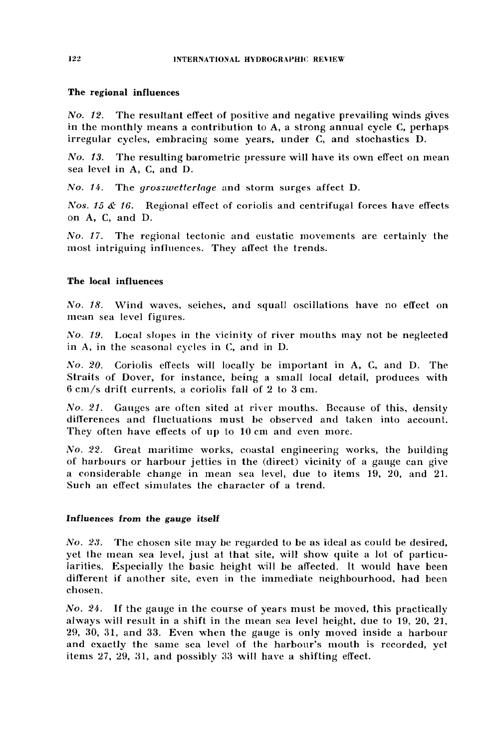### The regional influences

*No. 12.* The resultant effect of positive and negative prevailing winds gives in the monthly means a contribution to A, a strong annual cycle C, perhaps irregular cycles, embracing some years, under C, and stochastics D.

*No. 13.* The resulting barometric pressure will have its own effect on mean sea level in A, C, and D.

*No. 14.* The *groszwetterlage* and storm surges affect D.

*Nos. 15 & 16.* Regional effect of coriolis and centrifugal forces have effects on A, C, and D.

*No. 17.* The regional tectonic and eustatic movements are certainly the most intriguing influences. They affect the trends.

### The local influences

*No. 18.* Wind waves, seiches, and squall oscillations have no effect on mean sea level figures.

*No. 19.* Local slopes in the vicinity of river mouths may not be neglected in A, in the seasonal cycles in C, and in D.

*No. 20.* Coriolis effects will locally be important in A, C, and D. The Straits of Dover, for instance, being a small local detail, produces with 6 cm/s drift currents, a coriolis fall of 2 to 3 cm.

*No. 21.* Gauges are often sited at river mouths. Because of this, density differences and fluctuations must be observed and taken into account. They often have effects of up to 10 cm and even more.

*No. 22.* Great maritime works, coastal engineering works, the building of harbours or harbour jetties in the (direct) vicinity of a gauge can give a considerable change in mean sea level, due to items 19, 20, and 21. Such an effect simulates the character of a trend.

### *Influences from the gauge itself*

*No. 23.* The chosen site may be regarded to be as ideal as could be desired, yet the mean sea level, just at that site, will show quite a lot of particularities. Especially the basic height will be affected. It would have been different if another site, even in the immediate neighbourhood, had been chosen.

*No. 24.* If the gauge in the course of years must be moved, this practically always will result in a shift in the mean sea level height, due to 19, 20, 21, 29, 30, 31, and 33. Even when the gauge is only moved inside a harbour and exactly the same sea level of the harbour's mouth is recorded, yet items 27, 29, 31, and possibly 33 will have a shifting effect.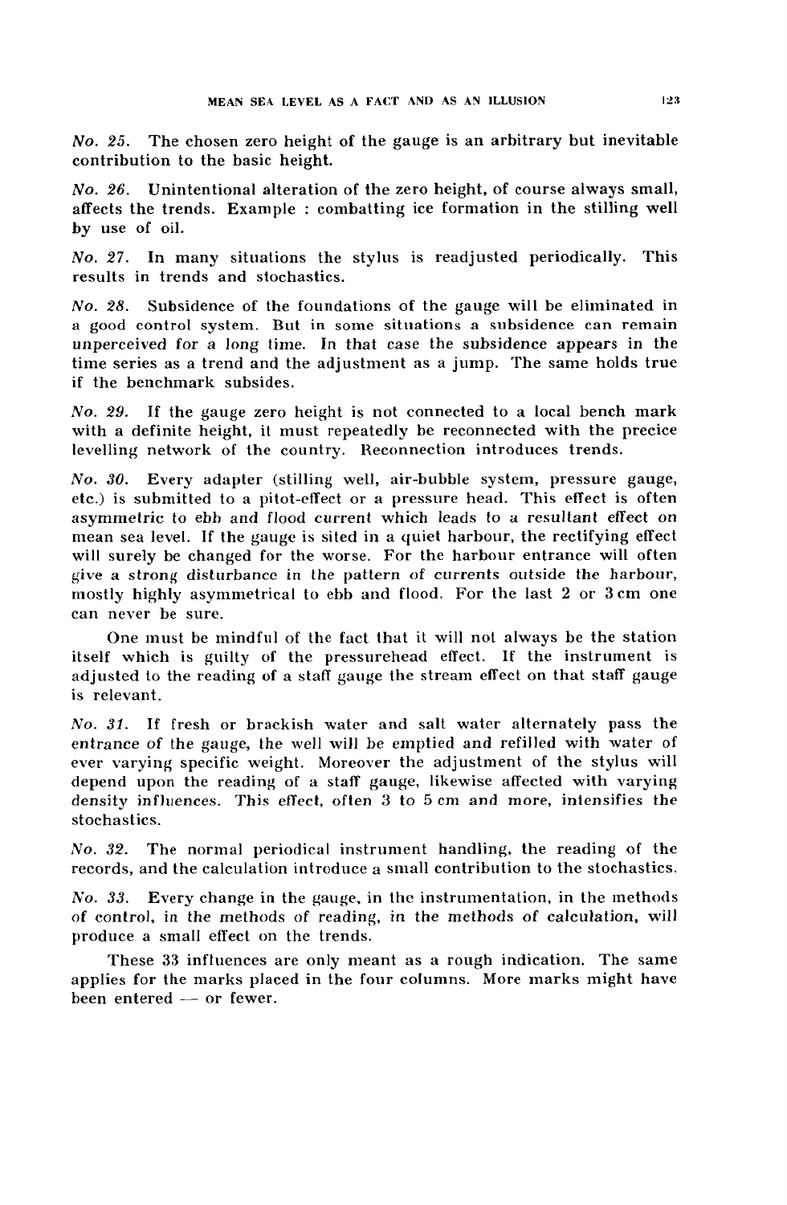*No. 25.* The chosen zero height of the gauge is an arbitrary but inevitable contribution to the basic height.

*No. 26.* Unintentional alteration of the zero height, of course always small, affects the trends. Example : combatting ice formation in the stilling well by use of oil.

*No. 27.* In many situations the stylus is readjusted periodically. This results in trends and stochastics.

*No. 28.* Subsidence of the foundations of the gauge will be eliminated in a good control system. But in some situations a subsidence can remain unperceived for a long time. In that case the subsidence appears in the time series as a trend and the adjustment as a jump. The same holds true if the benchmark subsides.

*No. 29.* If the gauge zero height is not connected to a local bench mark with a definite height, it must repeatedly be reconnected with the precice levelling network of the country. Reconnection introduces trends.

*No. 30.* Every adapter (stilling well, air-bubble system, pressure gauge, etc.) is submitted to a pitot-effect or a pressure head. This effect is often asymmetric to ebb and flood current which leads to a resultant effect on mean sea level. If the gauge is sited in a quiet harbour, the rectifying effect will surely be changed for the worse. For the harbour entrance will often give a strong disturbance in the pattern of currents outside the harbour, mostly highly asymmetrical to ebb and flood. For the last 2 or 3 cm one can never be sure.

One must be mindful of the fact that it will not always be the station itself which is guilty of the pressurehead effect. If the instrument is adjusted to the reading of a staff gauge the stream effect on that staff gauge is relevant.

*No. 31.* If fresh or brackish water and salt water alternately pass the entrance of the gauge, the well will be emptied and refilled with water of ever varying specific weight. Moreover the adjustment of the stylus will depend upon the reading of a staff gauge, likewise affected with varying density influences. This effect, often 3 to 5 cm and more, intensifies the stochastics.

*No. 32.* The normal periodical instrument handling, the reading of the records, and the calculation introduce a small contribution to the stochastics.

*No. 33.* Every change in the gauge, in the instrumentation, in the methods of control, in the methods of reading, in the methods of calculation, will produce a small effect on the trends.

These 33 influences are only meant as a rough indication. The same applies for the marks placed in the four columns. More marks might have been entered — or fewer.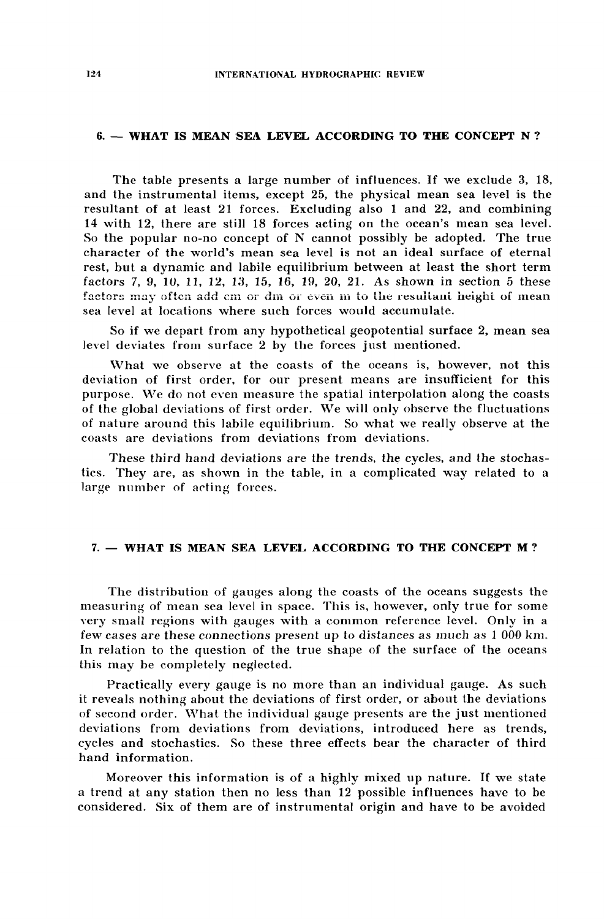## 6. — WHAT IS MEAN SEA LEVEL ACCORDING TO THE CONCEPT N ?

The table presents a large number of influences. If we exclude 3, 18, and the instrumental items, except 25, the physical mean sea level is the resultant of at least 21 forces. Excluding also 1 and 22, and combining 14 with 12, there are still 18 forces acting on the ocean's mean sea level. So the popular no-no concept of N cannot possibly be adopted. The true character of the world's mean sea level is not an ideal surface of eternal rest, but a dynamic and labile equilibrium between at least the short term factors 7, 9, 10, 11, 12, 13, 15, 16, 19, 20, 21. As shown in section 5 these factors may often add cm or dm or even m to the resultant height of mean sea level at locations where such forces would accumulate.

So if we depart from any hypothetical geopotential surface 2, mean sea level deviates from surface 2 by the forces just mentioned.

What we observe at the coasts of the oceans is, however, not this deviation of first order, for our present means are insufficient for this purpose. We do not even measure the spatial interpolation along the coasts of the global deviations of first order. We will only observe the fluctuations of nature around this labile equilibrium. So what we really observe at the coasts are deviations from deviations from deviations.

These *third hand deviations are the trends, the cycles, and the stochastics*. They are, as shown in the table, in a complicated way related to a large number of acting forces.

## 7. — WHAT IS MEAN SEA LEVEL ACCORDING TO THE CONCEPT M ?

The distribution of gauges along the coasts of the oceans suggests the measuring of mean sea level in space. This is, however, only true for some very small regions with gauges with a common reference level. Only in a few cases are these connections present up to distances as much as 1 000 km. In relation to the question of the true shape of the surface of the oceans this may be completely neglected.

Practically every gauge is no more than an individual gauge. As such it reveals nothing about the deviations of first order, or about the deviations of second order. What the individual gauge presents are the just mentioned deviations from deviations from deviations, introduced here as trends, cycles and stochastics. So these three effects bear the character of third hand information.

Moreover this information is of a highly mixed up nature. If we state a trend at any station then no less than 12 possible influences have to be considered. Six of them are of instrumental origin and have to be avoided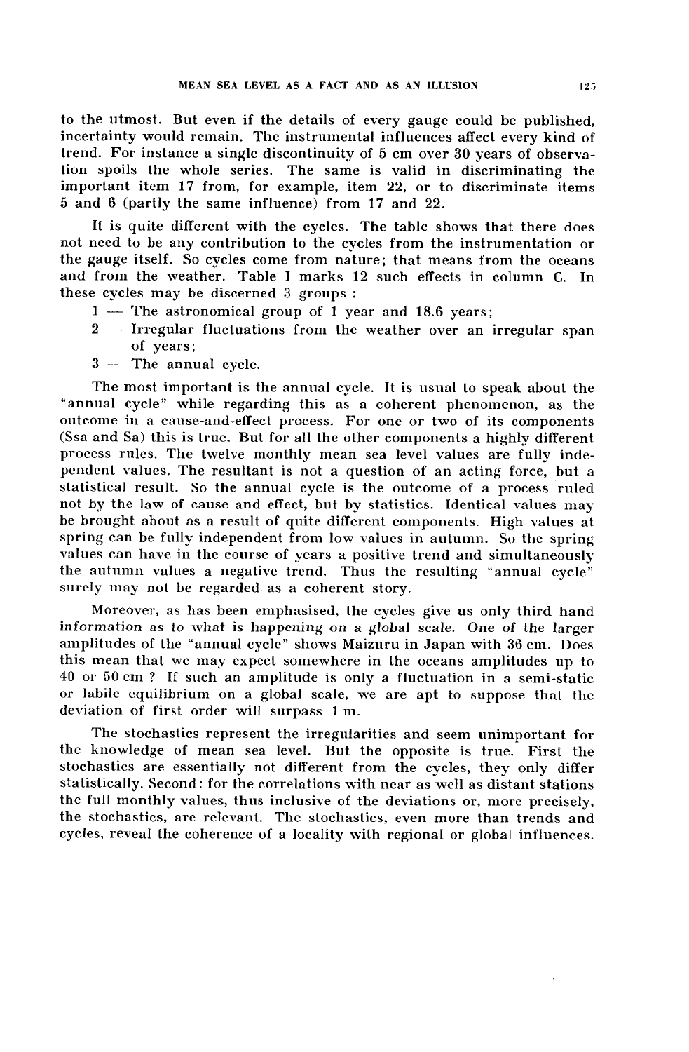to the utmost. But even if the details of every gauge could be published, incertainty would remain. The instrumental influences affect every kind of trend. For instance a single discontinuity of 5 cm over 30 years of observation spoils the whole series. The same is valid in discriminating the important item 17 from, for example, item 22, or to discriminate items 5 and 6 (partly the same influence) from 17 and 22.

It is quite different with the cycles. The table shows that there does not need to be any contribution to the cycles from the instrumentation or the gauge itself. So cycles come from nature; that means from the oceans and from the weather. Table I marks 12 such effects in column C. In these cycles may be discerned 3 groups :

1 — The astronomical group of 1 year and 18.6 years;
2 — Irregular fluctuations from the weather over an irregular span of years;
3 — The annual cycle.

The most important is the annual cycle. It is usual to speak about the "annual cycle" while regarding this as a coherent phenomenon, as the outcome in a cause-and-effect process. For one or two of its components (Ssa and Sa) this is true. But for all the other components a highly different process rules. The twelve monthly mean sea level values are fully independent values. The resultant is not a question of an acting force, but a statistical result. So the annual cycle is the outcome of a process ruled not by the law of cause and effect, but by statistics. Identical values may be brought about as a result of quite different components. High values at spring can be fully independent from low values in autumn. So the spring values can have in the course of years a positive trend and simultaneously the autumn values a negative trend. Thus the resulting "annual cycle" surely may not be regarded as a coherent story.

Moreover, as has been emphasised, the cycles give us only third hand information as to what is happening on a global scale. One of the larger amplitudes of the "annual cycle" shows Maizuru in Japan with 36 cm. Does this mean that we may expect somewhere in the oceans amplitudes up to 40 or 50 cm ? If such an amplitude is only a fluctuation in a semi-static or labile equilibrium on a global scale, we are apt to suppose that the deviation of first order will surpass 1 m.

The stochastics represent the irregularities and seem unimportant for the knowledge of mean sea level. But the opposite is true. First the stochastics are essentially not different from the cycles, they only differ statistically. Second: for the correlations with near as well as distant stations the full monthly values, thus inclusive of the deviations or, more precisely, the stochastics, are relevant. The stochastics, even more than trends and cycles, reveal the coherence of a locality with regional or global influences.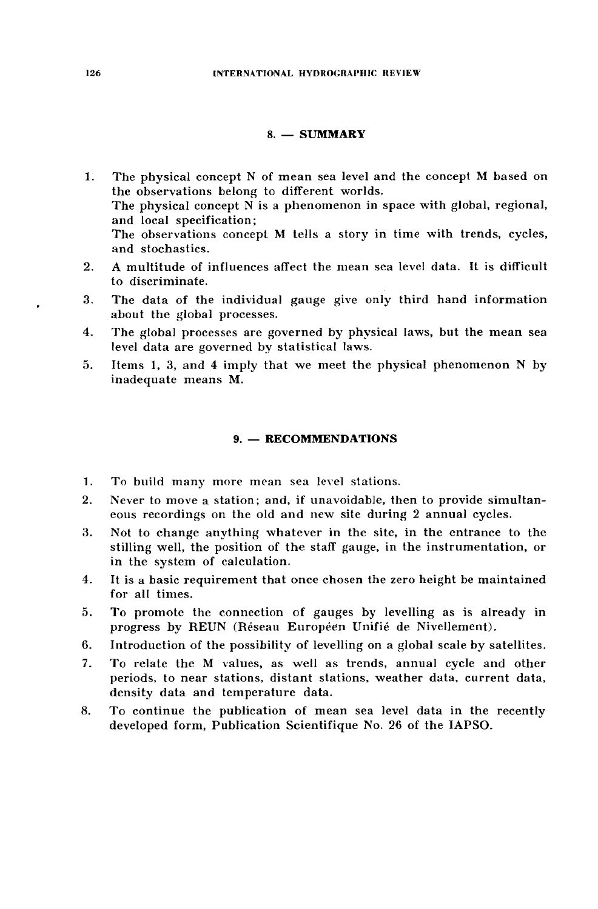## 8. — SUMMARY

1. The physical concept N of mean sea level and the concept M based on the observations belong to different worlds.
   The physical concept N is a phenomenon in space with global, regional, and local specification;
   The observations concept M tells a story in time with trends, cycles, and stochastics.
2. A multitude of influences affect the mean sea level data. It is difficult to discriminate.
3. The data of the individual gauge give only third hand information about the global processes.
4. The global processes are governed by physical laws, but the mean sea level data are governed by statistical laws.
5. Items 1, 3, and 4 imply that we meet the physical phenomenon N by inadequate means M.

## 9. — RECOMMENDATIONS

1. To build many more mean sea level stations.
2. Never to move a station; and, if unavoidable, then to provide simultaneous recordings on the old and new site during 2 annual cycles.
3. Not to change anything whatever in the site, in the entrance to the stilling well, the position of the staff gauge, in the instrumentation, or in the system of calculation.
4. It is a basic requirement that once chosen the zero height be maintained for all times.
5. To promote the connection of gauges by levelling as is already in progress by REUN (Réseau Européen Unifié de Nivellement).
6. Introduction of the possibility of levelling on a global scale by satellites.
7. To relate the M values, as well as trends, annual cycle and other periods, to near stations, distant stations, weather data, current data, density data and temperature data.
8. To continue the publication of mean sea level data in the recently developed form, Publication Scientifique No. 26 of the IAPSO.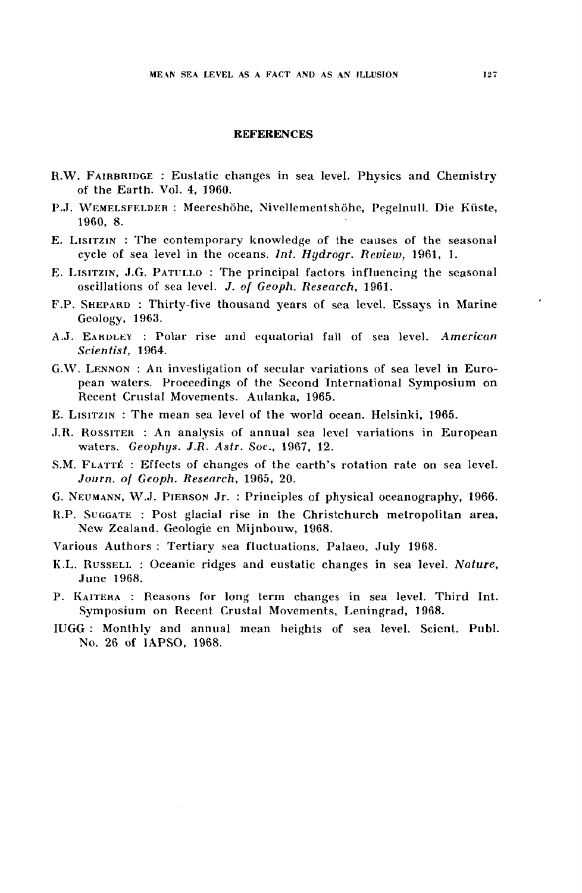## REFERENCES

R.W. Fairbridge : Eustatic changes in sea level. Physics and Chemistry of the Earth. Vol. 4, 1960.

P.J. Wemelsfelder : Meereshöhe, Nivellementshöhe, Pegelnull. Die Küste, 1960, 8.

E. Lisitzin : The contemporary knowledge of the causes of the seasonal cycle of sea level in the oceans. *Int. Hydrogr. Review,* 1961, 1.

E. Lisitzin, J.G. Patullo : The principal factors influencing the seasonal oscillations of sea level. *J. of Geoph. Research,* 1961.

F.P. Shepard : Thirty-five thousand years of sea level. Essays in Marine Geology, 1963.

A.J. Eardley : Polar rise and equatorial fall of sea level. *American Scientist,* 1964.

G.W. Lennon : An investigation of secular variations of sea level in European waters. Proceedings of the Second International Symposium on Recent Crustal Movements. Aulanka, 1965.

E. Lisitzin : The mean sea level of the world ocean. Helsinki, 1965.

J.R. Rossiter : An analysis of annual sea level variations in European waters. *Geophys. J.R. Astr. Soc.,* 1967, 12.

S.M. Flatté : Effects of changes of the earth's rotation rate on sea level. *Journ. of Geoph. Research,* 1965, 20.

G. Neumann, W.J. Pierson Jr. : Principles of physical oceanography, 1966.

R.P. Suggate : Post glacial rise in the Christchurch metropolitan area, New Zealand. Geologie en Mijnbouw, 1968.

Various Authors : Tertiary sea fluctuations. Palaeo, July 1968.

K.L. Russell : Oceanic ridges and eustatic changes in sea level. *Nature,* June 1968.

P. Kaitera : Reasons for long term changes in sea level. Third Int. Symposium on Recent Crustal Movements, Leningrad, 1968.

IUGG : Monthly and annual mean heights of sea level. Scient. Publ. No. 26 of IAPSO, 1968.